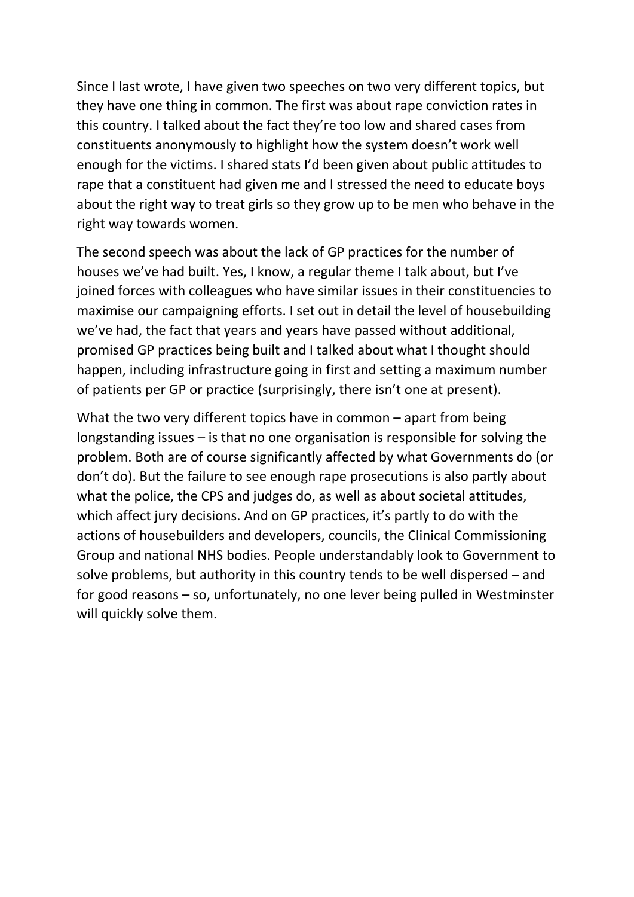Since I last wrote, I have given two speeches on two very different topics, but they have one thing in common. The first was about rape conviction rates in this country. I talked about the fact they're too low and shared cases from constituents anonymously to highlight how the system doesn't work well enough for the victims. I shared stats I'd been given about public attitudes to rape that a constituent had given me and I stressed the need to educate boys about the right way to treat girls so they grow up to be men who behave in the right way towards women.

The second speech was about the lack of GP practices for the number of houses we've had built. Yes, I know, a regular theme I talk about, but I've joined forces with colleagues who have similar issues in their constituencies to maximise our campaigning efforts. I set out in detail the level of housebuilding we've had, the fact that years and years have passed without additional, promised GP practices being built and I talked about what I thought should happen, including infrastructure going in first and setting a maximum number of patients per GP or practice (surprisingly, there isn't one at present).

What the two very different topics have in common – apart from being longstanding issues – is that no one organisation is responsible for solving the problem. Both are of course significantly affected by what Governments do (or don't do). But the failure to see enough rape prosecutions is also partly about what the police, the CPS and judges do, as well as about societal attitudes, which affect jury decisions. And on GP practices, it's partly to do with the actions of housebuilders and developers, councils, the Clinical Commissioning Group and national NHS bodies. People understandably look to Government to solve problems, but authority in this country tends to be well dispersed – and for good reasons – so, unfortunately, no one lever being pulled in Westminster will quickly solve them.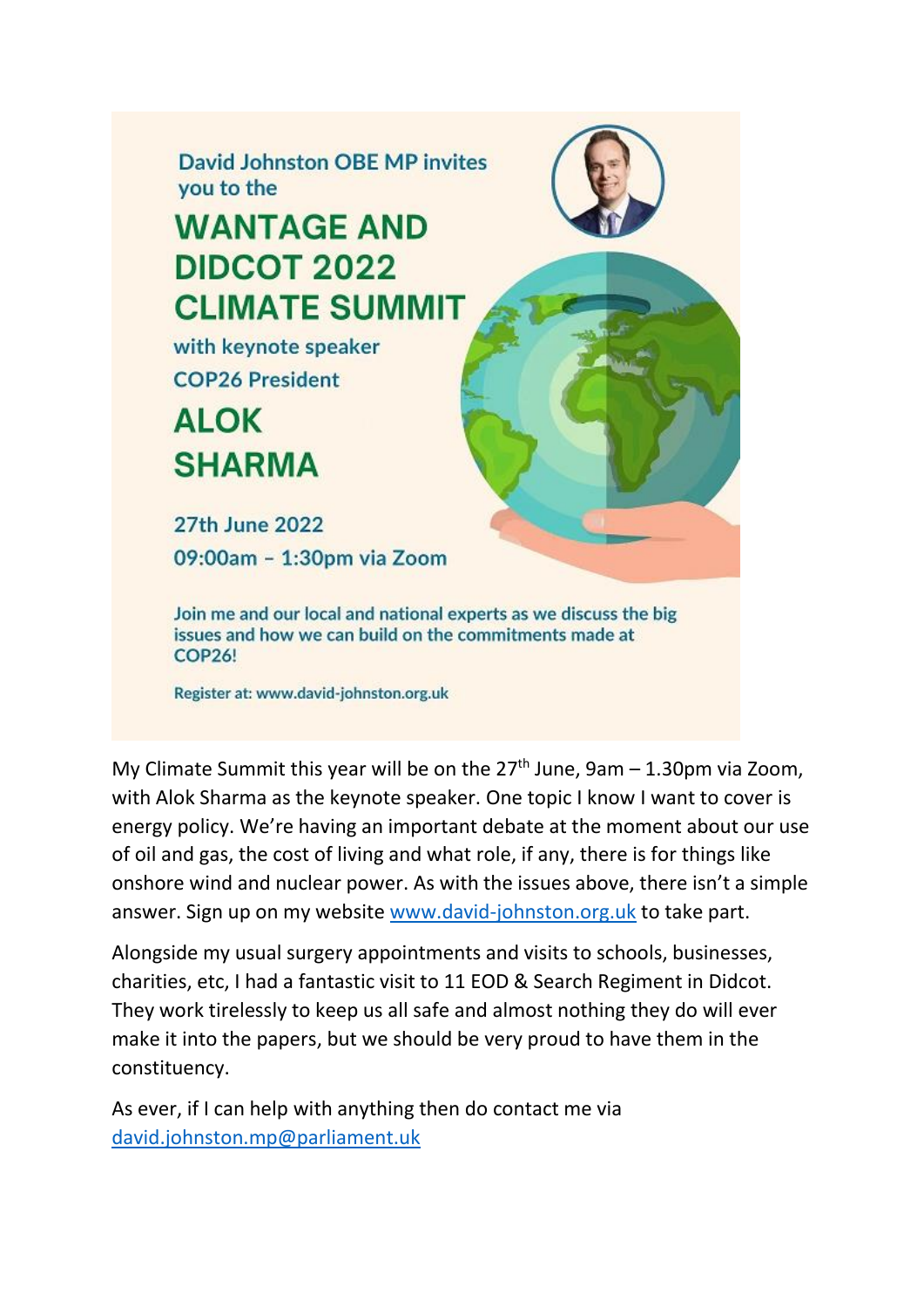David Johnston OBE MP invites you to the

## WANTAGE AND DIDCOT 2022 CLIMATE SUMMIT

with keynote speaker

COP26 President

## ALOK SHARMA

27th June 2022

09:00am – 1:30pm via Zoom

Join me and our local and national experts as we discuss the big issues and how we can build on the commitments made at COP26!

Register at: www.david-johnston.org.uk

My Climate Summit this year will be on the 27th June, 9am – 1.30pm via Zoom, with Alok Sharma as the keynote speaker. One topic I know I want to cover is energy policy. We're having an important debate at the moment about our use of oil and gas, the cost of living and what role, if any, there is for things like onshore wind and nuclear power. As with the issues above, there isn't a simple answer. Sign up on my website www.david-johnston.org.uk to take part.

Alongside my usual surgery appointments and visits to schools, businesses, charities, etc, I had a fantastic visit to 11 EOD & Search Regiment in Didcot. They work tirelessly to keep us all safe and almost nothing they do will ever make it into the papers, but we should be very proud to have them in the constituency.

As ever, if I can help with anything then do contact me via david.johnston.mp@parliament.uk